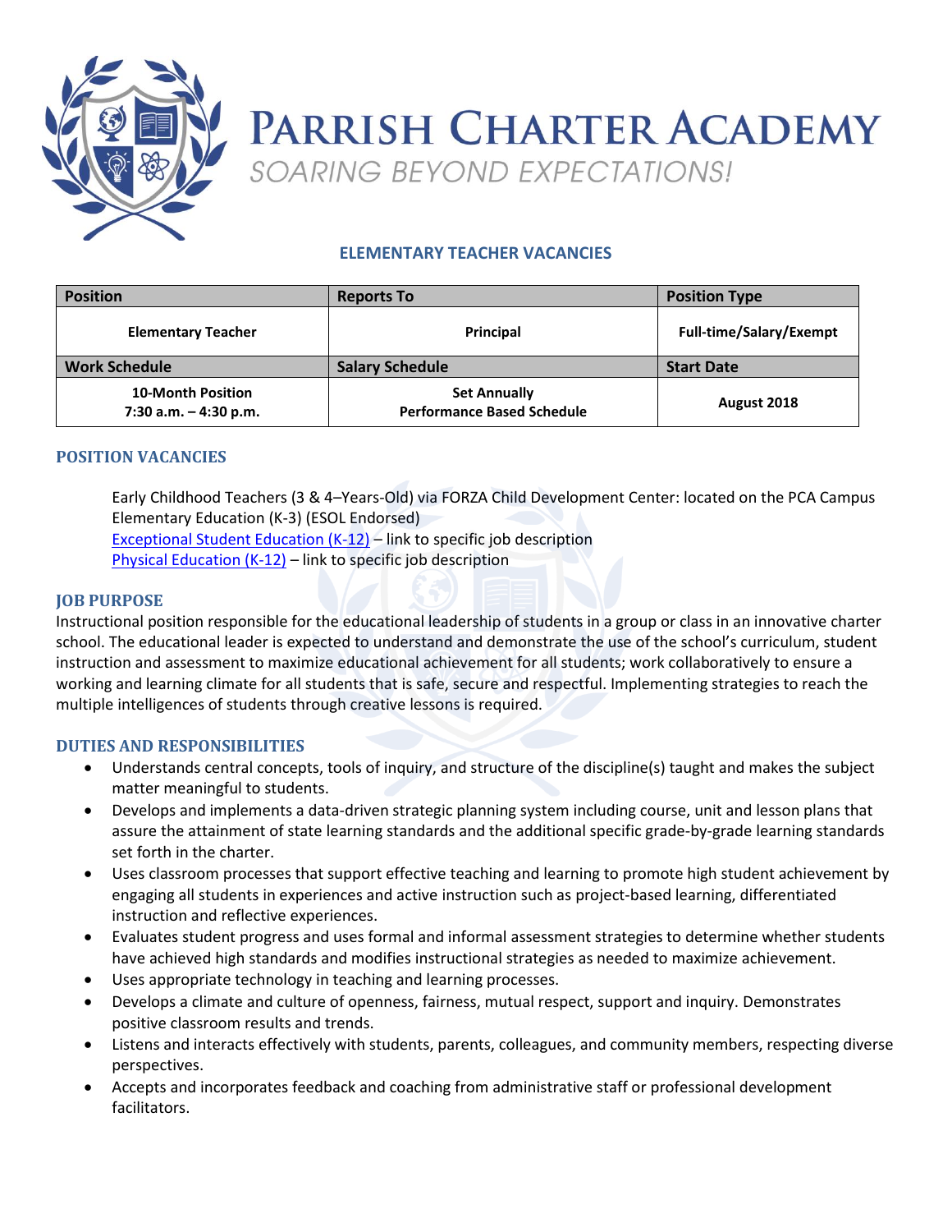# PARRISH CHARTER ACADEMY

*SOARING BEYOND EXPECTATIONS!*

## ELEMENTARY TEACHER VACANCIES

| Position | Reports To | Position Type |
|---|---|---|
| **Elementary Teacher** | **Principal** | **Full-time/Salary/Exempt** |
| **Work Schedule** | **Salary Schedule** | **Start Date** |
| **10-Month Position 7:30 a.m. – 4:30 p.m.** | **Set Annually Performance Based Schedule** | **August 2018** |

### POSITION VACANCIES

Early Childhood Teachers (3 & 4–Years-Old) via FORZA Child Development Center: located on the PCA Campus
Elementary Education (K-3) (ESOL Endorsed)
Exceptional Student Education (K-12) – link to specific job description
Physical Education (K-12) – link to specific job description

### JOB PURPOSE

Instructional position responsible for the educational leadership of students in a group or class in an innovative charter school. The educational leader is expected to understand and demonstrate the use of the school's curriculum, student instruction and assessment to maximize educational achievement for all students; work collaboratively to ensure a working and learning climate for all students that is safe, secure and respectful. Implementing strategies to reach the multiple intelligences of students through creative lessons is required.

### DUTIES AND RESPONSIBILITIES

- Understands central concepts, tools of inquiry, and structure of the discipline(s) taught and makes the subject matter meaningful to students.
- Develops and implements a data-driven strategic planning system including course, unit and lesson plans that assure the attainment of state learning standards and the additional specific grade-by-grade learning standards set forth in the charter.
- Uses classroom processes that support effective teaching and learning to promote high student achievement by engaging all students in experiences and active instruction such as project-based learning, differentiated instruction and reflective experiences.
- Evaluates student progress and uses formal and informal assessment strategies to determine whether students have achieved high standards and modifies instructional strategies as needed to maximize achievement.
- Uses appropriate technology in teaching and learning processes.
- Develops a climate and culture of openness, fairness, mutual respect, support and inquiry. Demonstrates positive classroom results and trends.
- Listens and interacts effectively with students, parents, colleagues, and community members, respecting diverse perspectives.
- Accepts and incorporates feedback and coaching from administrative staff or professional development facilitators.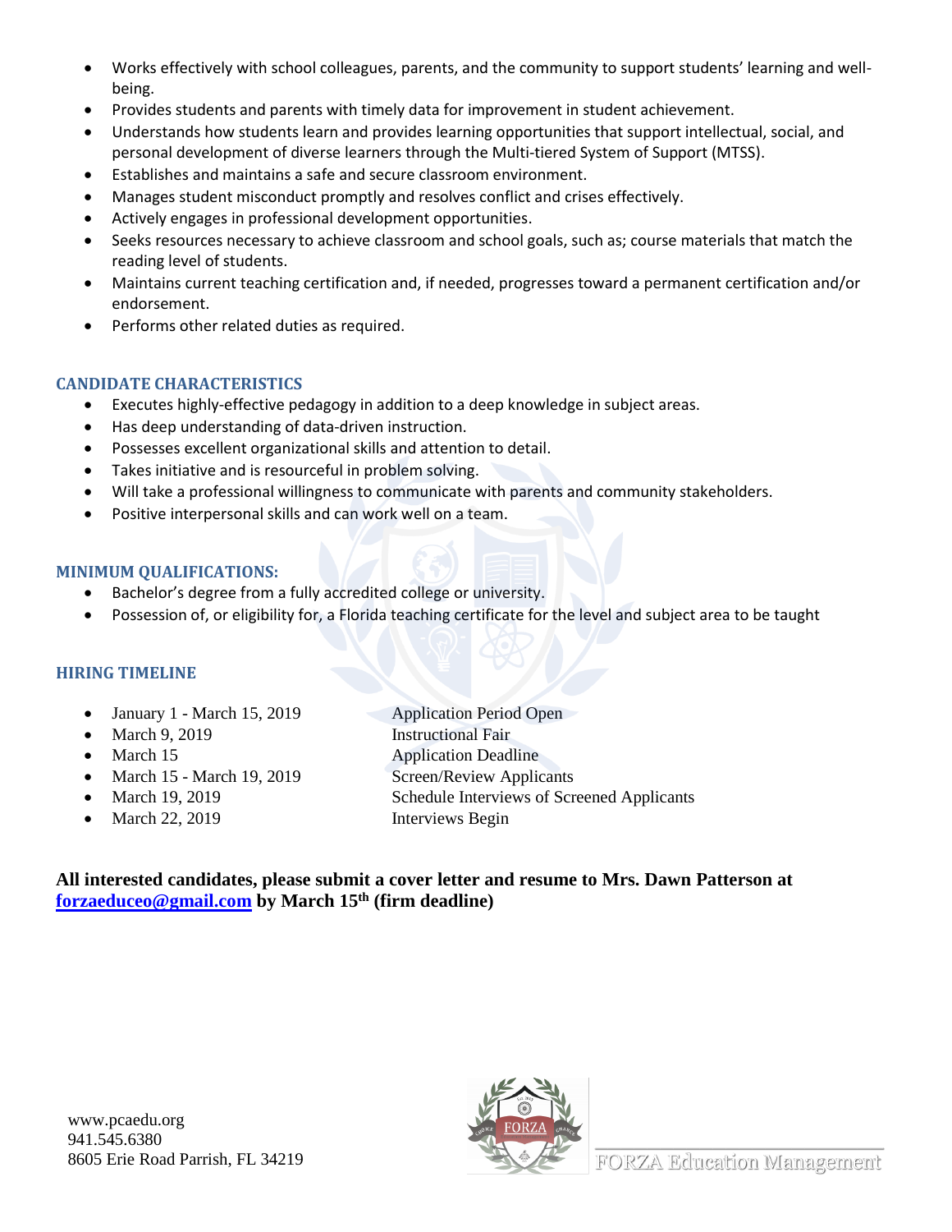- Works effectively with school colleagues, parents, and the community to support students' learning and well-being.
- Provides students and parents with timely data for improvement in student achievement.
- Understands how students learn and provides learning opportunities that support intellectual, social, and personal development of diverse learners through the Multi-tiered System of Support (MTSS).
- Establishes and maintains a safe and secure classroom environment.
- Manages student misconduct promptly and resolves conflict and crises effectively.
- Actively engages in professional development opportunities.
- Seeks resources necessary to achieve classroom and school goals, such as; course materials that match the reading level of students.
- Maintains current teaching certification and, if needed, progresses toward a permanent certification and/or endorsement.
- Performs other related duties as required.

### CANDIDATE CHARACTERISTICS

- Executes highly-effective pedagogy in addition to a deep knowledge in subject areas.
- Has deep understanding of data-driven instruction.
- Possesses excellent organizational skills and attention to detail.
- Takes initiative and is resourceful in problem solving.
- Will take a professional willingness to communicate with parents and community stakeholders.
- Positive interpersonal skills and can work well on a team.

### MINIMUM QUALIFICATIONS:

- Bachelor's degree from a fully accredited college or university.
- Possession of, or eligibility for, a Florida teaching certificate for the level and subject area to be taught

### HIRING TIMELINE

| | |
|---|---|
| January 1 - March 15, 2019 | Application Period Open |
| March 9, 2019 | Instructional Fair |
| March 15 | Application Deadline |
| March 15 - March 19, 2019 | Screen/Review Applicants |
| March 19, 2019 | Schedule Interviews of Screened Applicants |
| March 22, 2019 | Interviews Begin |

**All interested candidates, please submit a cover letter and resume to Mrs. Dawn Patterson at forzaeduceo@gmail.com by March 15th (firm deadline)**

www.pcaedu.org
941.545.6380
8605 Erie Road Parrish, FL 34219

FORZA Education Management